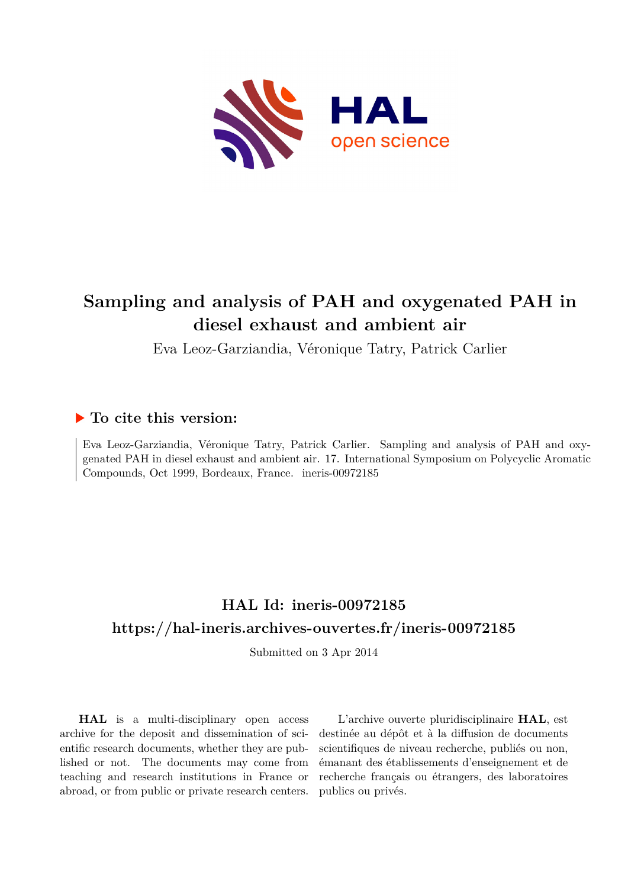# Sampling and analysis of PAH and oxygenated PAH in diesel exhaust and ambient air

Eva Leoz-Garziandia, Véronique Tatry, Patrick Carlier

## To cite this version:

Eva Leoz-Garziandia, Véronique Tatry, Patrick Carlier. Sampling and analysis of PAH and oxygenated PAH in diesel exhaust and ambient air. 17. International Symposium on Polycyclic Aromatic Compounds, Oct 1999, Bordeaux, France. ineris-00972185

## HAL Id: ineris-00972185

## https://hal-ineris.archives-ouvertes.fr/ineris-00972185

Submitted on 3 Apr 2014

**HAL** is a multi-disciplinary open access archive for the deposit and dissemination of scientific research documents, whether they are published or not. The documents may come from teaching and research institutions in France or abroad, or from public or private research centers.

L'archive ouverte pluridisciplinaire **HAL**, est destinée au dépôt et à la diffusion de documents scientifiques de niveau recherche, publiés ou non, émanant des établissements d'enseignement et de recherche français ou étrangers, des laboratoires publics ou privés.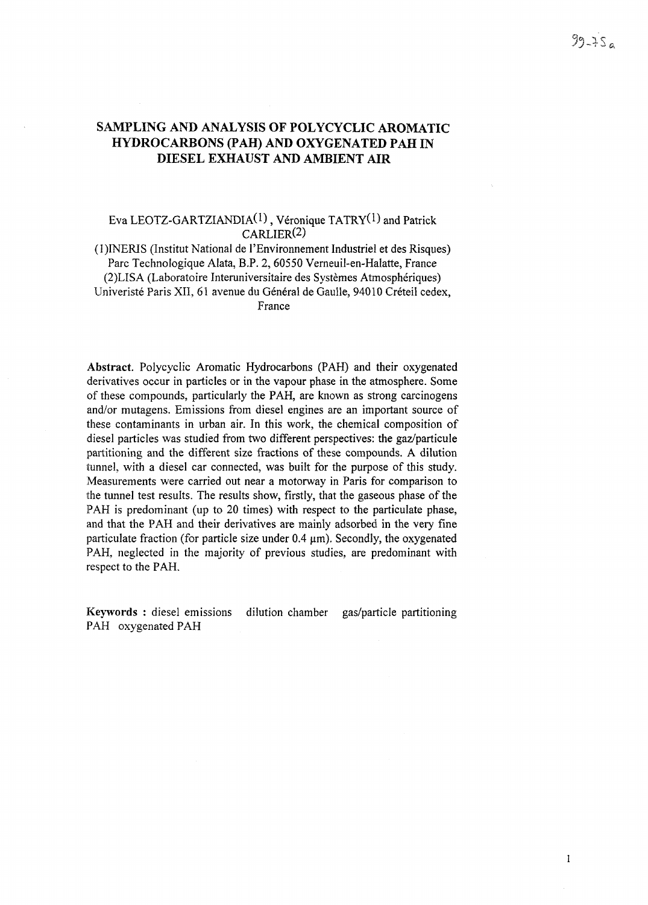# SAMPLING AND ANALYSIS OF POLYCYCLIC AROMATIC HYDROCARBONS (PAH) AND OXYGENATED PAH IN DIESEL EXHAUST AND AMBIENT AIR

Eva LEOTZ-GARTZIANDIA[1], Véronique TATRY[1] and Patrick CARLIER[2]

[1]INERIS (Institut National de l'Environnement Industriel et des Risques)
Parc Technologique Alata, B.P. 2, 60550 Verneuil-en-Halatte, France
[2]LISA (Laboratoire Interuniversitaire des Systèmes Atmosphériques)
Univeristé Paris XII, 61 avenue du Général de Gaulle, 94010 Créteil cedex, France

**Abstract.** Polycyclic Aromatic Hydrocarbons (PAH) and their oxygenated derivatives occur in particles or in the vapour phase in the atmosphere. Some of these compounds, particularly the PAH, are known as strong carcinogens and/or mutagens. Emissions from diesel engines are an important source of these contaminants in urban air. In this work, the chemical composition of diesel particles was studied from two different perspectives: the gaz/particule partitioning and the different size fractions of these compounds. A dilution tunnel, with a diesel car connected, was built for the purpose of this study. Measurements were carried out near a motorway in Paris for comparison to the tunnel test results. The results show, firstly, that the gaseous phase of the PAH is predominant (up to 20 times) with respect to the particulate phase, and that the PAH and their derivatives are mainly adsorbed in the very fine particulate fraction (for particle size under 0.4 µm). Secondly, the oxygenated PAH, neglected in the majority of previous studies, are predominant with respect to the PAH.

**Keywords :** diesel emissions dilution chamber gas/particle partitioning PAH oxygenated PAH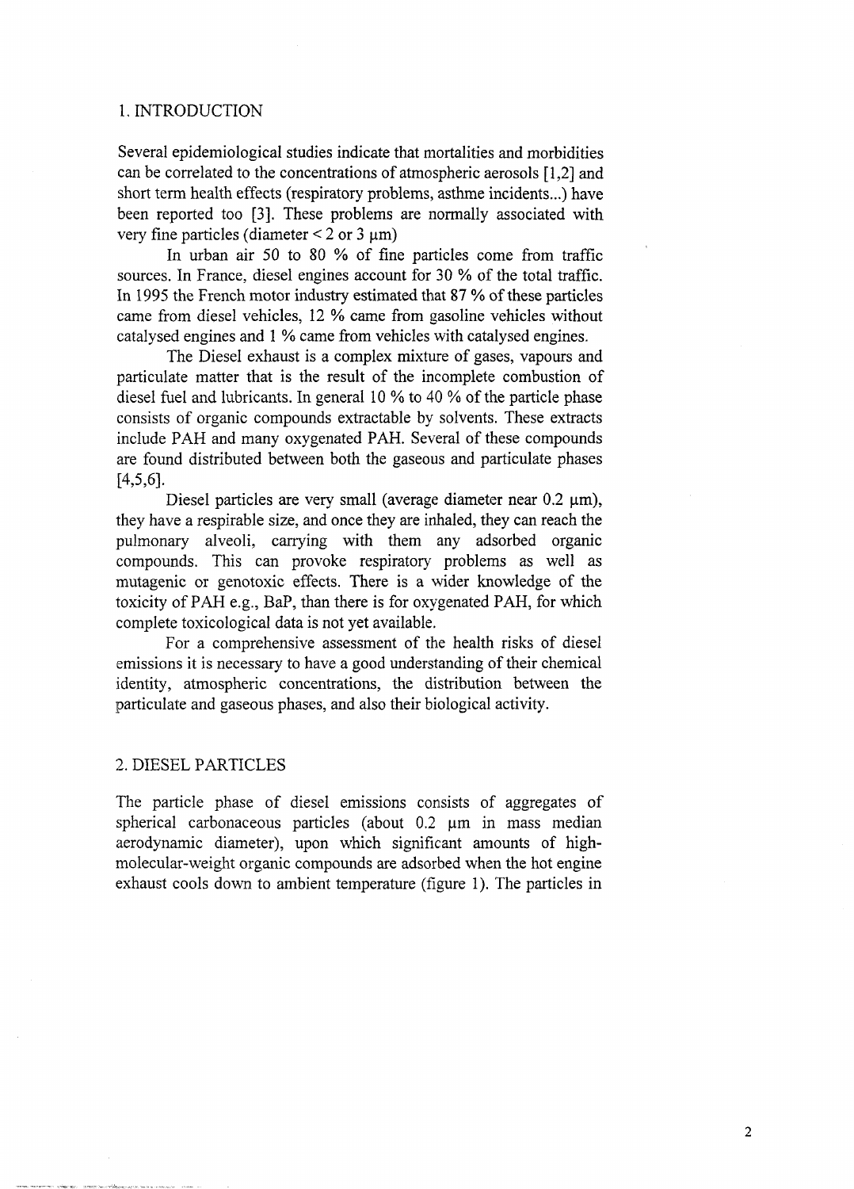## 1. INTRODUCTION

Several epidemiological studies indicate that mortalities and morbidities can be correlated to the concentrations of atmospheric aerosols [1,2] and short term health effects (respiratory problems, asthme incidents...) have been reported too [3]. These problems are normally associated with very fine particles (diameter < 2 or 3 µm)

In urban air 50 to 80 % of fine particles come from traffic sources. In France, diesel engines account for 30 % of the total traffic. In 1995 the French motor industry estimated that 87 % of these particles came from diesel vehicles, 12 % came from gasoline vehicles without catalysed engines and 1 % came from vehicles with catalysed engines.

The Diesel exhaust is a complex mixture of gases, vapours and particulate matter that is the result of the incomplete combustion of diesel fuel and lubricants. In general 10 % to 40 % of the particle phase consists of organic compounds extractable by solvents. These extracts include PAH and many oxygenated PAH. Several of these compounds are found distributed between both the gaseous and particulate phases [4,5,6].

Diesel particles are very small (average diameter near 0.2 µm), they have a respirable size, and once they are inhaled, they can reach the pulmonary alveoli, carrying with them any adsorbed organic compounds. This can provoke respiratory problems as well as mutagenic or genotoxic effects. There is a wider knowledge of the toxicity of PAH e.g., BaP, than there is for oxygenated PAH, for which complete toxicological data is not yet available.

For a comprehensive assessment of the health risks of diesel emissions it is necessary to have a good understanding of their chemical identity, atmospheric concentrations, the distribution between the particulate and gaseous phases, and also their biological activity.

## 2. DIESEL PARTICLES

The particle phase of diesel emissions consists of aggregates of spherical carbonaceous particles (about 0.2 µm in mass median aerodynamic diameter), upon which significant amounts of high-molecular-weight organic compounds are adsorbed when the hot engine exhaust cools down to ambient temperature (figure 1). The particles in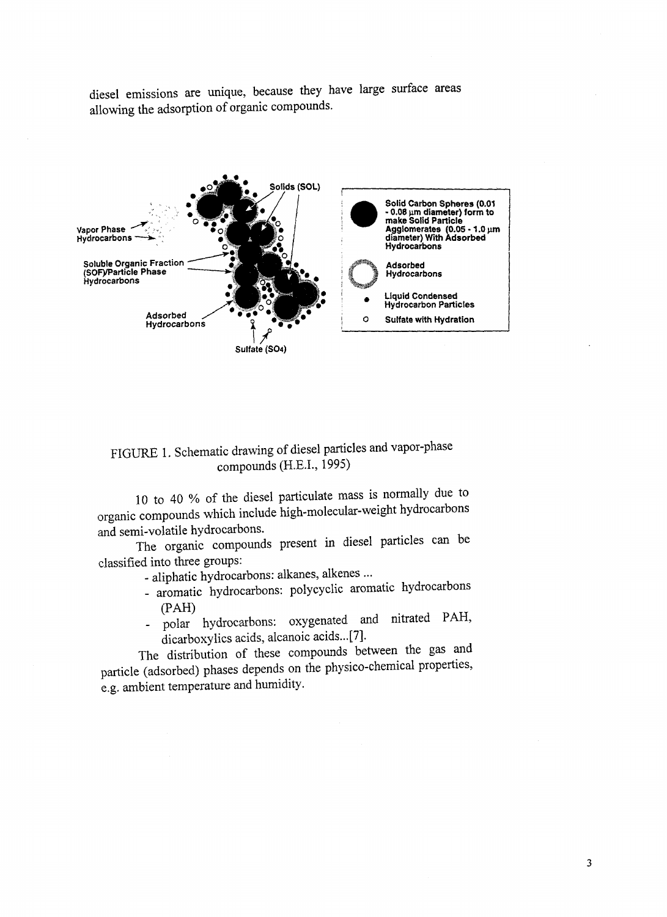diesel emissions are unique, because they have large surface areas allowing the adsorption of organic compounds.

FIGURE 1. Schematic drawing of diesel particles and vapor-phase compounds (H.E.I., 1995)

10 to 40 % of the diesel particulate mass is normally due to organic compounds which include high-molecular-weight hydrocarbons and semi-volatile hydrocarbons.

The organic compounds present in diesel particles can be classified into three groups:

- aliphatic hydrocarbons: alkanes, alkenes ...
- aromatic hydrocarbons: polycyclic aromatic hydrocarbons (PAH)
- polar hydrocarbons: oxygenated and nitrated PAH, dicarboxylics acids, alcanoic acids...[7].

The distribution of these compounds between the gas and particle (adsorbed) phases depends on the physico-chemical properties, e.g. ambient temperature and humidity.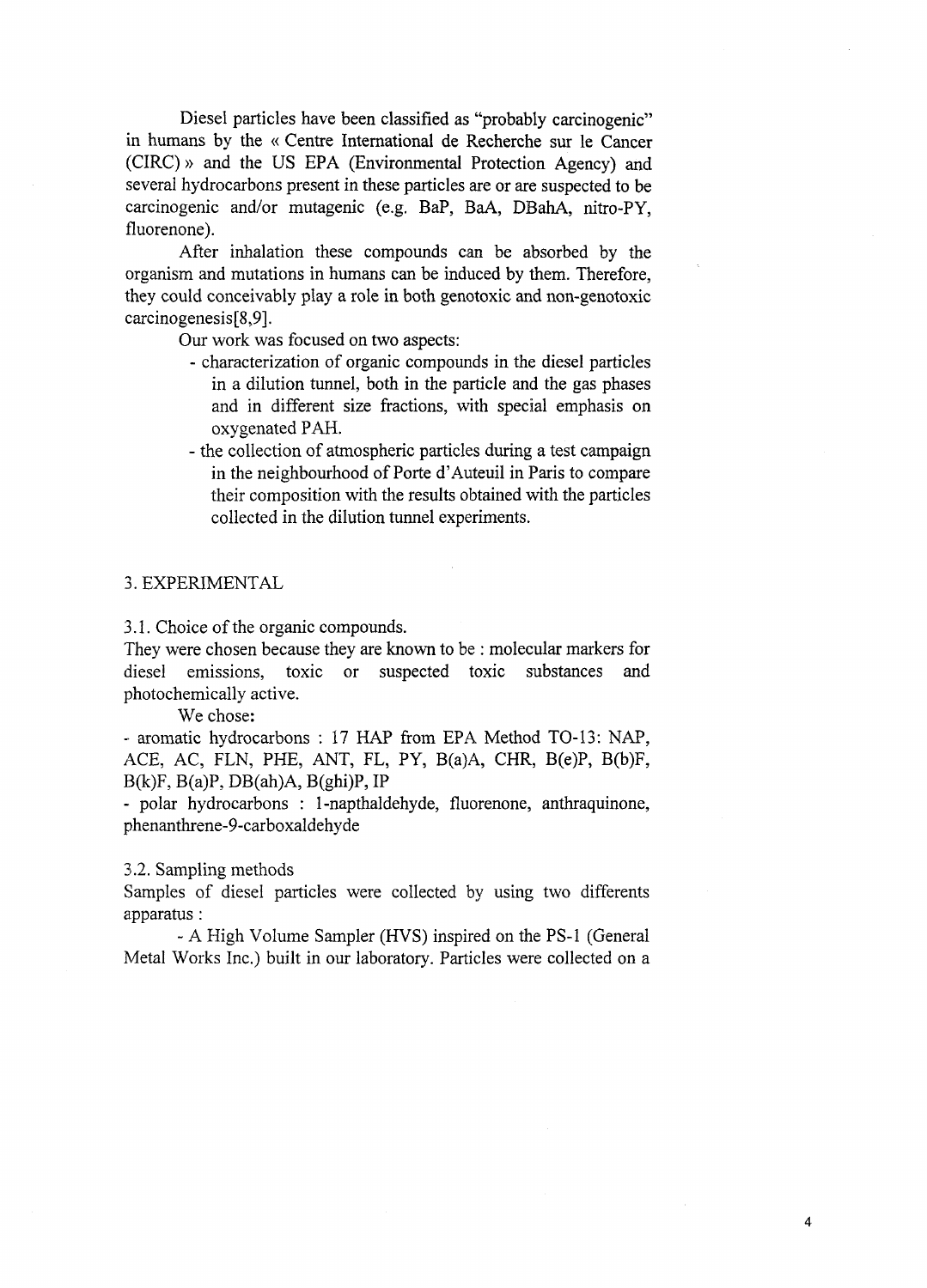Diesel particles have been classified as "probably carcinogenic" in humans by the « Centre International de Recherche sur le Cancer (CIRC) » and the US EPA (Environmental Protection Agency) and several hydrocarbons present in these particles are or are suspected to be carcinogenic and/or mutagenic (e.g. BaP, BaA, DBahA, nitro-PY, fluorenone).

After inhalation these compounds can be absorbed by the organism and mutations in humans can be induced by them. Therefore, they could conceivably play a role in both genotoxic and non-genotoxic carcinogenesis[8,9].

Our work was focused on two aspects:

- characterization of organic compounds in the diesel particles in a dilution tunnel, both in the particle and the gas phases and in different size fractions, with special emphasis on oxygenated PAH.
- the collection of atmospheric particles during a test campaign in the neighbourhood of Porte d'Auteuil in Paris to compare their composition with the results obtained with the particles collected in the dilution tunnel experiments.

## 3. EXPERIMENTAL

### 3.1. Choice of the organic compounds.

They were chosen because they are known to be : molecular markers for diesel emissions, toxic or suspected toxic substances and photochemically active.

We chose:

- aromatic hydrocarbons : 17 HAP from EPA Method TO-13: NAP, ACE, AC, FLN, PHE, ANT, FL, PY, B(a)A, CHR, B(e)P, B(b)F, B(k)F, B(a)P, DB(ah)A, B(ghi)P, IP
- polar hydrocarbons : 1-napthaldehyde, fluorenone, anthraquinone, phenanthrene-9-carboxaldehyde

### 3.2. Sampling methods

Samples of diesel particles were collected by using two differents apparatus :

- A High Volume Sampler (HVS) inspired on the PS-1 (General Metal Works Inc.) built in our laboratory. Particles were collected on a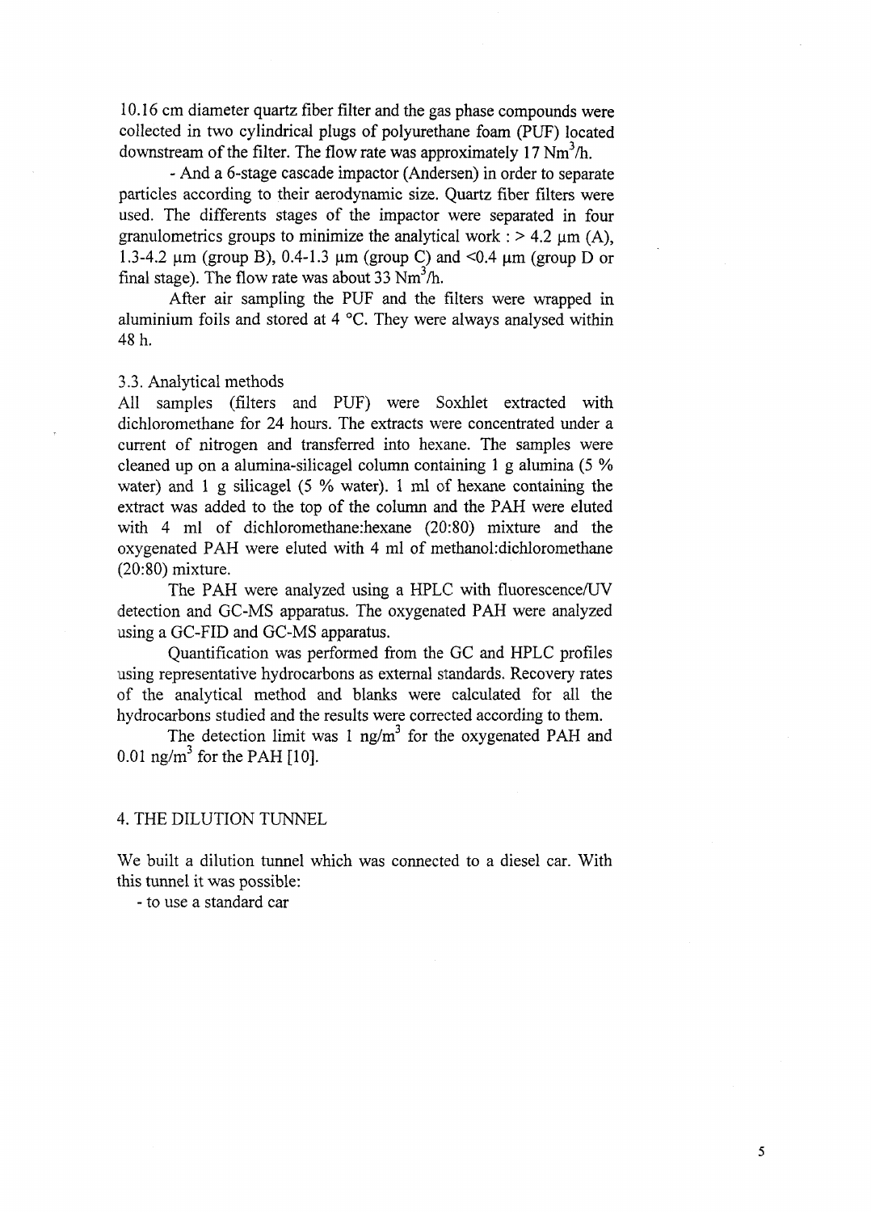10.16 cm diameter quartz fiber filter and the gas phase compounds were collected in two cylindrical plugs of polyurethane foam (PUF) located downstream of the filter. The flow rate was approximately 17 $Nm^3/h$.

- And a 6-stage cascade impactor (Andersen) in order to separate particles according to their aerodynamic size. Quartz fiber filters were used. The differents stages of the impactor were separated in four granulometrics groups to minimize the analytical work : > 4.2 µm (A), 1.3-4.2 µm (group B), 0.4-1.3 µm (group C) and <0.4 µm (group D or final stage). The flow rate was about 33 $Nm^3/h$.

After air sampling the PUF and the filters were wrapped in aluminium foils and stored at 4 °C. They were always analysed within 48 h.

### 3.3. Analytical methods

All samples (filters and PUF) were Soxhlet extracted with dichloromethane for 24 hours. The extracts were concentrated under a current of nitrogen and transferred into hexane. The samples were cleaned up on a alumina-silicagel column containing 1 g alumina (5 % water) and 1 g silicagel (5 % water). 1 ml of hexane containing the extract was added to the top of the column and the PAH were eluted with 4 ml of dichloromethane:hexane (20:80) mixture and the oxygenated PAH were eluted with 4 ml of methanol:dichloromethane (20:80) mixture.

The PAH were analyzed using a HPLC with fluorescence/UV detection and GC-MS apparatus. The oxygenated PAH were analyzed using a GC-FID and GC-MS apparatus.

Quantification was performed from the GC and HPLC profiles using representative hydrocarbons as external standards. Recovery rates of the analytical method and blanks were calculated for all the hydrocarbons studied and the results were corrected according to them.

The detection limit was 1 $ng/m^3$ for the oxygenated PAH and 0.01 $ng/m^3$ for the PAH [10].

## 4. THE DILUTION TUNNEL

We built a dilution tunnel which was connected to a diesel car. With this tunnel it was possible:

- to use a standard car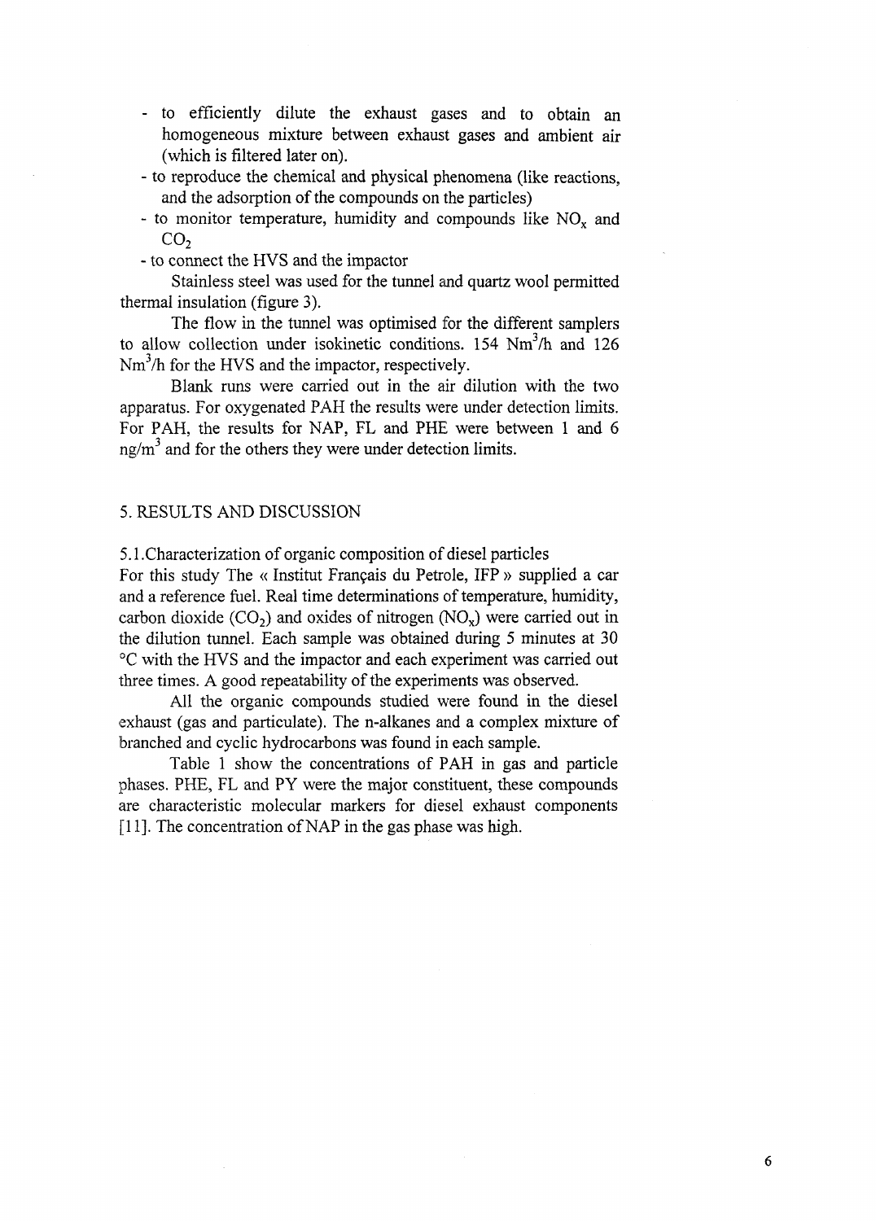- to efficiently dilute the exhaust gases and to obtain an homogeneous mixture between exhaust gases and ambient air (which is filtered later on).
- to reproduce the chemical and physical phenomena (like reactions, and the adsorption of the compounds on the particles)
- to monitor temperature, humidity and compounds like $NO_x$ and $CO_2$
- to connect the HVS and the impactor

Stainless steel was used for the tunnel and quartz wool permitted thermal insulation (figure 3).

The flow in the tunnel was optimised for the different samplers to allow collection under isokinetic conditions. 154 $Nm^3/h$ and 126 $Nm^3/h$ for the HVS and the impactor, respectively.

Blank runs were carried out in the air dilution with the two apparatus. For oxygenated PAH the results were under detection limits. For PAH, the results for NAP, FL and PHE were between 1 and 6 $ng/m^3$ and for the others they were under detection limits.

## 5. RESULTS AND DISCUSSION

### 5.1. Characterization of organic composition of diesel particles

For this study The « Institut Français du Petrole, IFP » supplied a car and a reference fuel. Real time determinations of temperature, humidity, carbon dioxide ($CO_2$) and oxides of nitrogen ($NO_x$) were carried out in the dilution tunnel. Each sample was obtained during 5 minutes at 30 °C with the HVS and the impactor and each experiment was carried out three times. A good repeatability of the experiments was observed.

All the organic compounds studied were found in the diesel exhaust (gas and particulate). The n-alkanes and a complex mixture of branched and cyclic hydrocarbons was found in each sample.

Table 1 show the concentrations of PAH in gas and particle phases. PHE, FL and PY were the major constituent, these compounds are characteristic molecular markers for diesel exhaust components [11]. The concentration of NAP in the gas phase was high.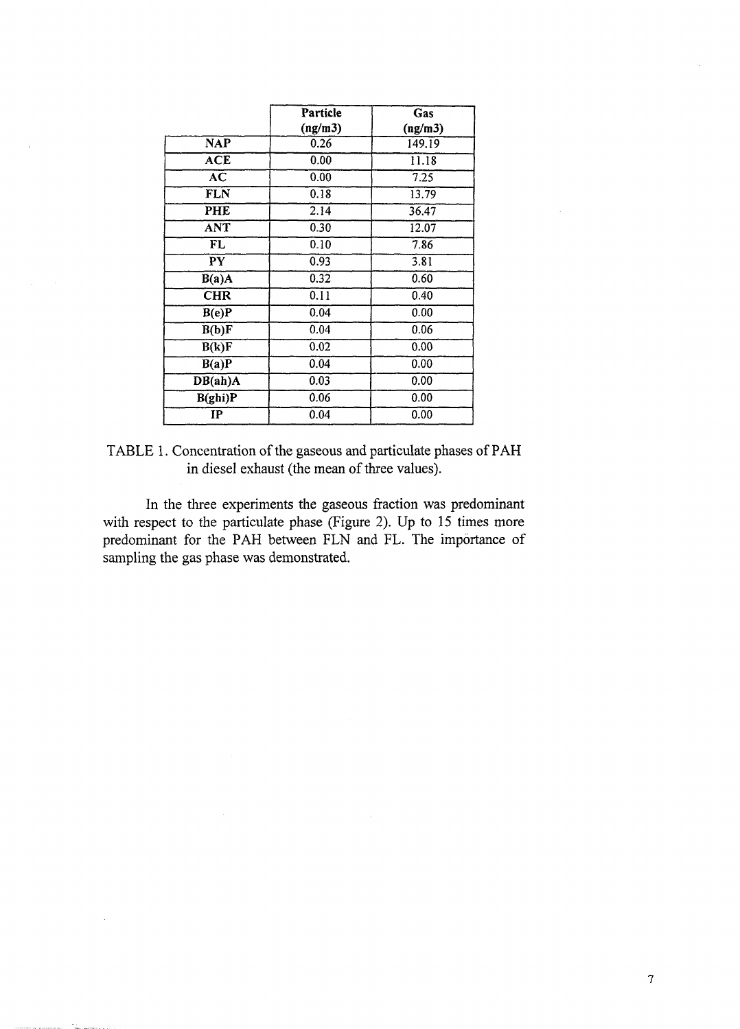| | Particle (ng/m3) | Gas (ng/m3) |
|---|---|---|
| **NAP** | 0.26 | 149.19 |
| **ACE** | 0.00 | 11.18 |
| **AC** | 0.00 | 7.25 |
| **FLN** | 0.18 | 13.79 |
| **PHE** | 2.14 | 36.47 |
| **ANT** | 0.30 | 12.07 |
| **FL** | 0.10 | 7.86 |
| **PY** | 0.93 | 3.81 |
| **B(a)A** | 0.32 | 0.60 |
| **CHR** | 0.11 | 0.40 |
| **B(e)P** | 0.04 | 0.00 |
| **B(b)F** | 0.04 | 0.06 |
| **B(k)F** | 0.02 | 0.00 |
| **B(a)P** | 0.04 | 0.00 |
| **DB(ah)A** | 0.03 | 0.00 |
| **B(ghi)P** | 0.06 | 0.00 |
| **IP** | 0.04 | 0.00 |

TABLE 1. Concentration of the gaseous and particulate phases of PAH in diesel exhaust (the mean of three values).

In the three experiments the gaseous fraction was predominant with respect to the particulate phase (Figure 2). Up to 15 times more predominant for the PAH between FLN and FL. The importance of sampling the gas phase was demonstrated.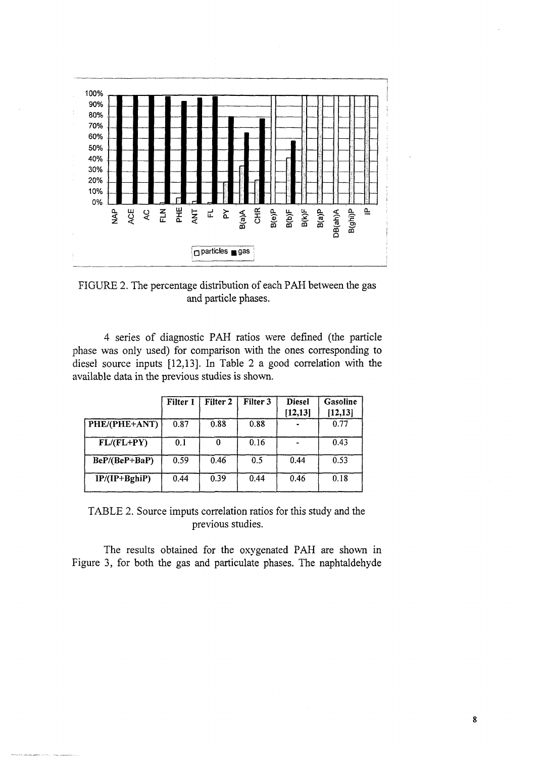FIGURE 2. The percentage distribution of each PAH between the gas and particle phases.

4 series of diagnostic PAH ratios were defined (the particle phase was only used) for comparison with the ones corresponding to diesel source inputs [12,13]. In Table 2 a good correlation with the available data in the previous studies is shown.

| | Filter 1 | Filter 2 | Filter 3 | Diesel [12,13] | Gasoline [12,13] |
|---|---|---|---|---|---|
| PHE/(PHE+ANT) | 0.87 | 0.88 | 0.88 | - | 0.77 |
| FL/(FL+PY) | 0.1 | 0 | 0.16 | - | 0.43 |
| BeP/(BeP+BaP) | 0.59 | 0.46 | 0.5 | 0.44 | 0.53 |
| IP/(IP+BghiP) | 0.44 | 0.39 | 0.44 | 0.46 | 0.18 |

TABLE 2. Source imputs correlation ratios for this study and the previous studies.

The results obtained for the oxygenated PAH are shown in Figure 3, for both the gas and particulate phases. The naphtaldehyde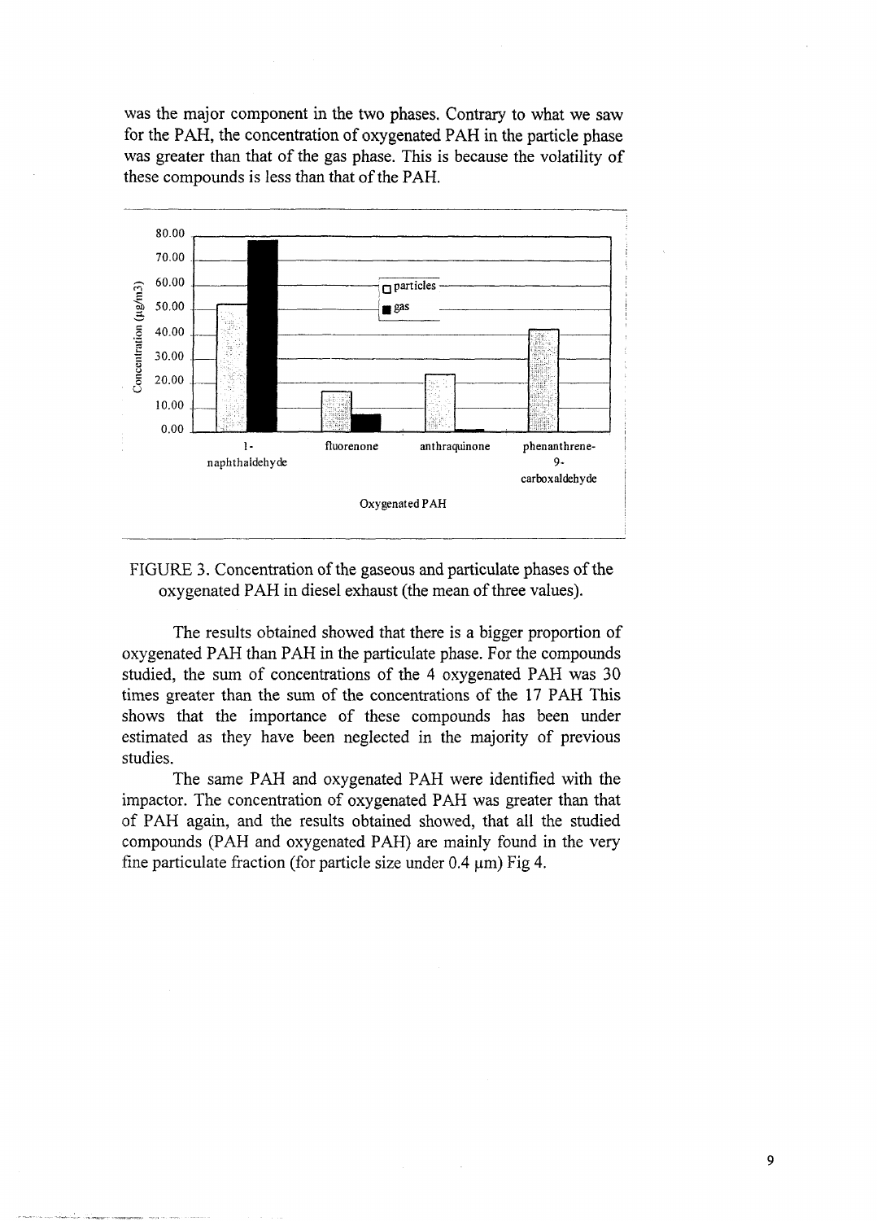was the major component in the two phases. Contrary to what we saw for the PAH, the concentration of oxygenated PAH in the particle phase was greater than that of the gas phase. This is because the volatility of these compounds is less than that of the PAH.

FIGURE 3. Concentration of the gaseous and particulate phases of the oxygenated PAH in diesel exhaust (the mean of three values).

The results obtained showed that there is a bigger proportion of oxygenated PAH than PAH in the particulate phase. For the compounds studied, the sum of concentrations of the 4 oxygenated PAH was 30 times greater than the sum of the concentrations of the 17 PAH This shows that the importance of these compounds has been under estimated as they have been neglected in the majority of previous studies.

The same PAH and oxygenated PAH were identified with the impactor. The concentration of oxygenated PAH was greater than that of PAH again, and the results obtained showed, that all the studied compounds (PAH and oxygenated PAH) are mainly found in the very fine particulate fraction (for particle size under 0.4 µm) Fig 4.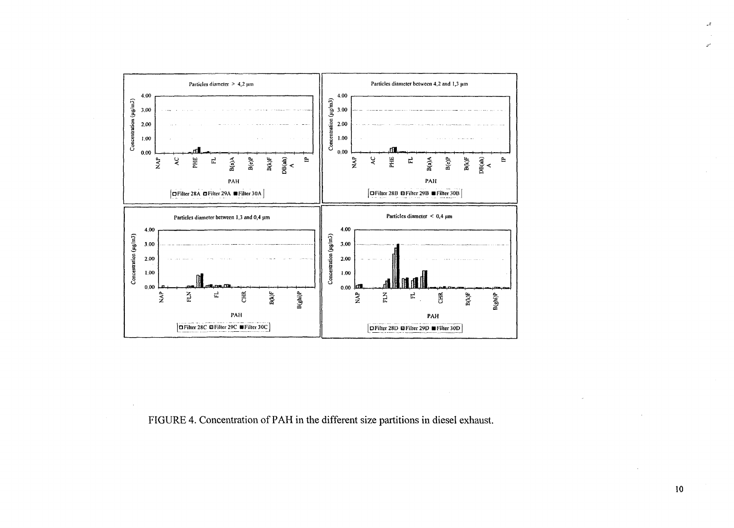FIGURE 4. Concentration of PAH in the different size partitions in diesel exhaust.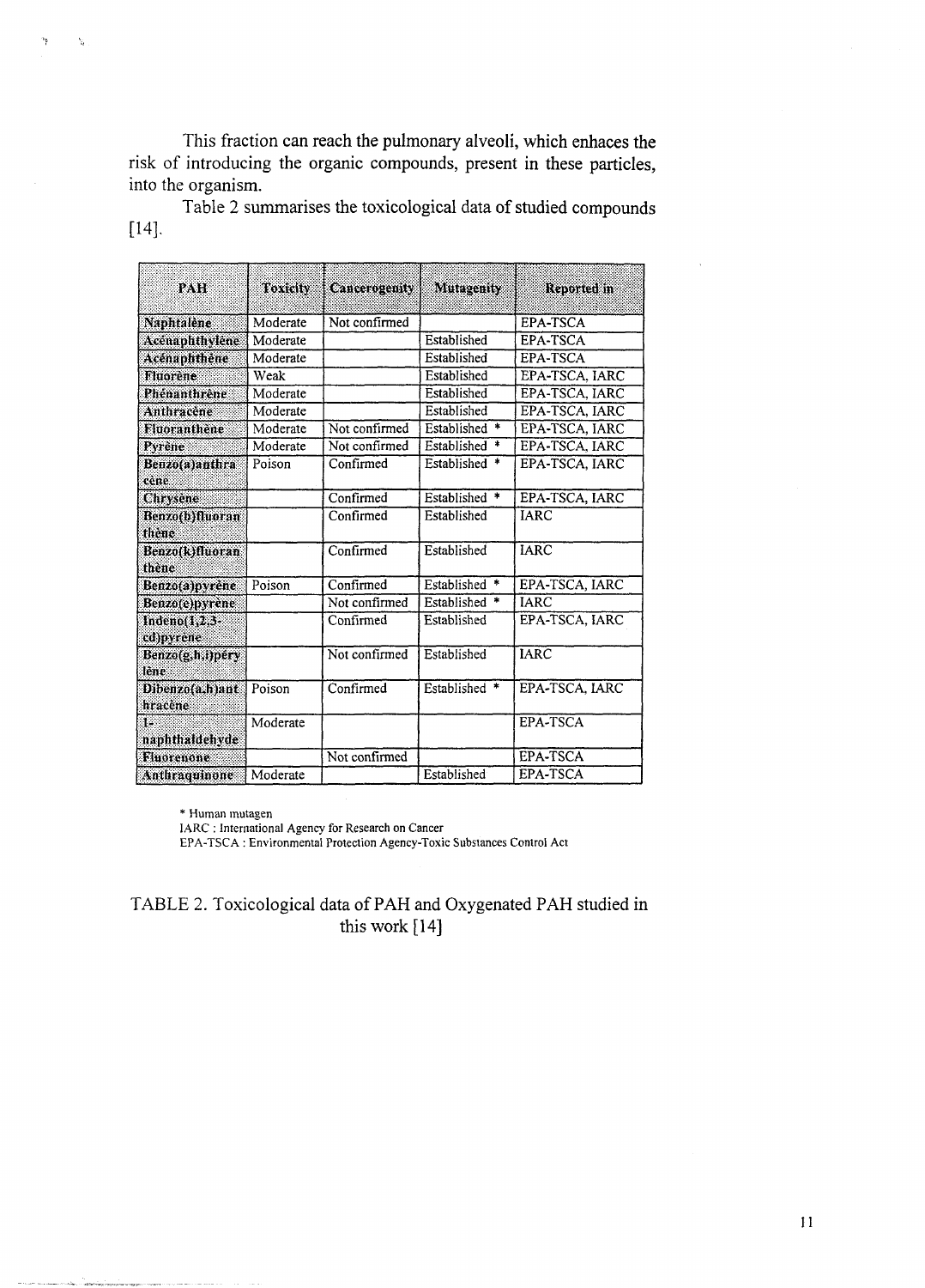This fraction can reach the pulmonary alveoli, which enhaces the risk of introducing the organic compounds, present in these particles, into the organism.

Table 2 summarises the toxicological data of studied compounds [14].

| PAH | Toxicity | Cancerogenity | Mutagenity | Reported in |
|---|---|---|---|---|
| Naphtalène | Moderate | Not confirmed | | EPA-TSCA |
| Acénaphthylène | Moderate | | Established | EPA-TSCA |
| Acénaphthène | Moderate | | Established | EPA-TSCA |
| Fluorène | Weak | | Established | EPA-TSCA, IARC |
| Phénanthrène | Moderate | | Established | EPA-TSCA, IARC |
| Anthracène | Moderate | | Established | EPA-TSCA, IARC |
| Fluoranthène | Moderate | Not confirmed | Established * | EPA-TSCA, IARC |
| Pyrène | Moderate | Not confirmed | Established * | EPA-TSCA, IARC |
| Benzo(a)anthracène | Poison | Confirmed | Established * | EPA-TSCA, IARC |
| Chrysène | | Confirmed | Established * | EPA-TSCA, IARC |
| Benzo(b)fluoranthène | | Confirmed | Established | IARC |
| Benzo(k)fluoranthène | | Confirmed | Established | IARC |
| Benzo(a)pyrène | Poison | Confirmed | Established * | EPA-TSCA, IARC |
| Benzo(e)pyrène | | Not confirmed | Established * | IARC |
| Indeno(1,2,3-cd)pyrene | | Confirmed | Established | EPA-TSCA, IARC |
| Benzo(g,h,i)pérylène | | Not confirmed | Established | IARC |
| Dibenzo(a,h)anthracène | Poison | Confirmed | Established * | EPA-TSCA, IARC |
| 1-naphthaldehyde | Moderate | | | EPA-TSCA |
| Fluorenone | | Not confirmed | | EPA-TSCA |
| Anthraquinone | Moderate | | Established | EPA-TSCA |

\* Human mutagen

IARC : International Agency for Research on Cancer

EPA-TSCA : Environmental Protection Agency-Toxic Substances Control Act

TABLE 2. Toxicological data of PAH and Oxygenated PAH studied in this work [14]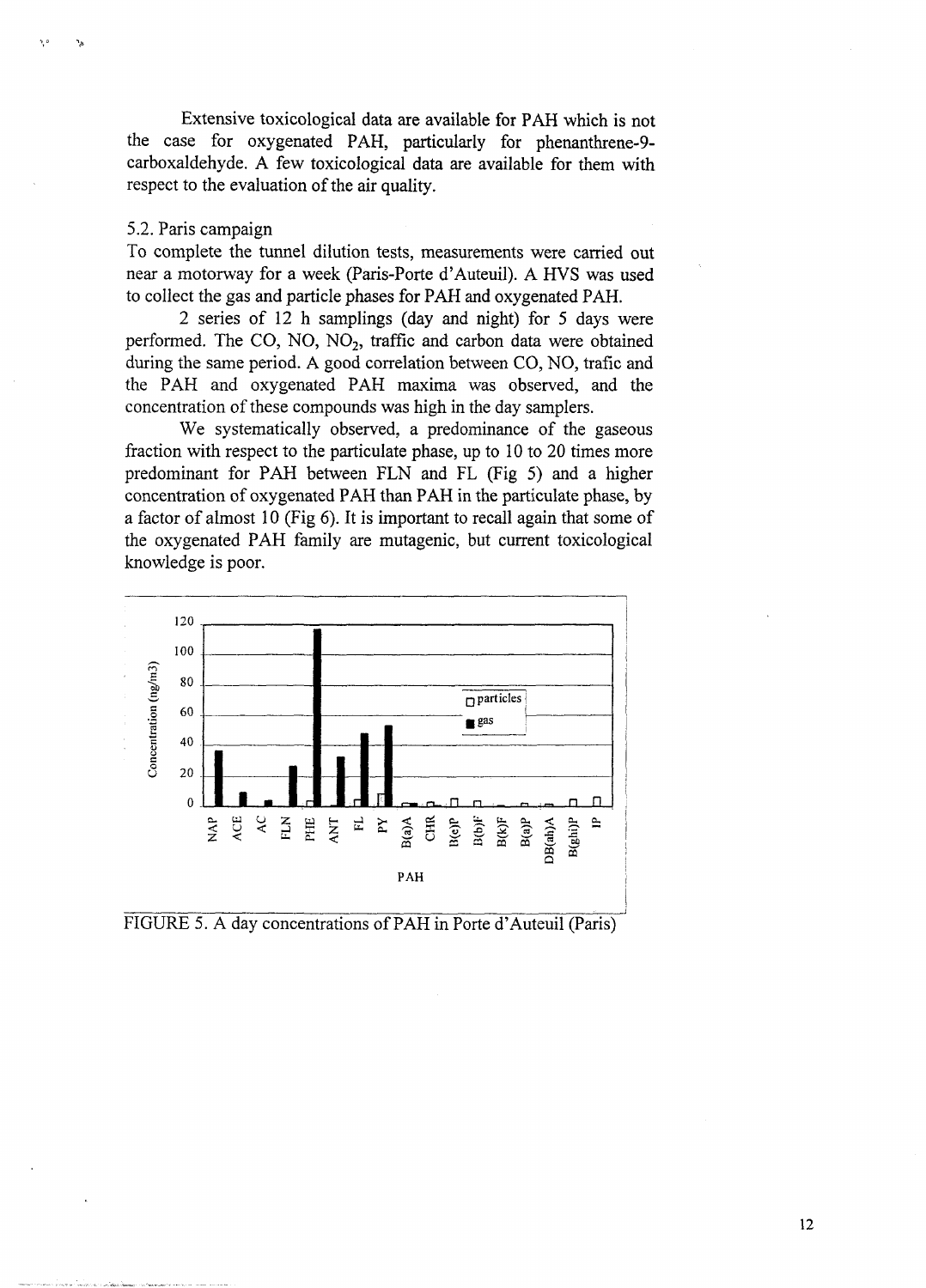Extensive toxicological data are available for PAH which is not the case for oxygenated PAH, particularly for phenanthrene-9-carboxaldehyde. A few toxicological data are available for them with respect to the evaluation of the air quality.

## 5.2. Paris campaign

To complete the tunnel dilution tests, measurements were carried out near a motorway for a week (Paris-Porte d'Auteuil). A HVS was used to collect the gas and particle phases for PAH and oxygenated PAH.

2 series of 12 h samplings (day and night) for 5 days were performed. The CO, NO, $NO_2$, traffic and carbon data were obtained during the same period. A good correlation between CO, NO, trafic and the PAH and oxygenated PAH maxima was observed, and the concentration of these compounds was high in the day samplers.

We systematically observed, a predominance of the gaseous fraction with respect to the particulate phase, up to 10 to 20 times more predominant for PAH between FLN and FL (Fig 5) and a higher concentration of oxygenated PAH than PAH in the particulate phase, by a factor of almost 10 (Fig 6). It is important to recall again that some of the oxygenated PAH family are mutagenic, but current toxicological knowledge is poor.

FIGURE 5. A day concentrations of PAH in Porte d'Auteuil (Paris)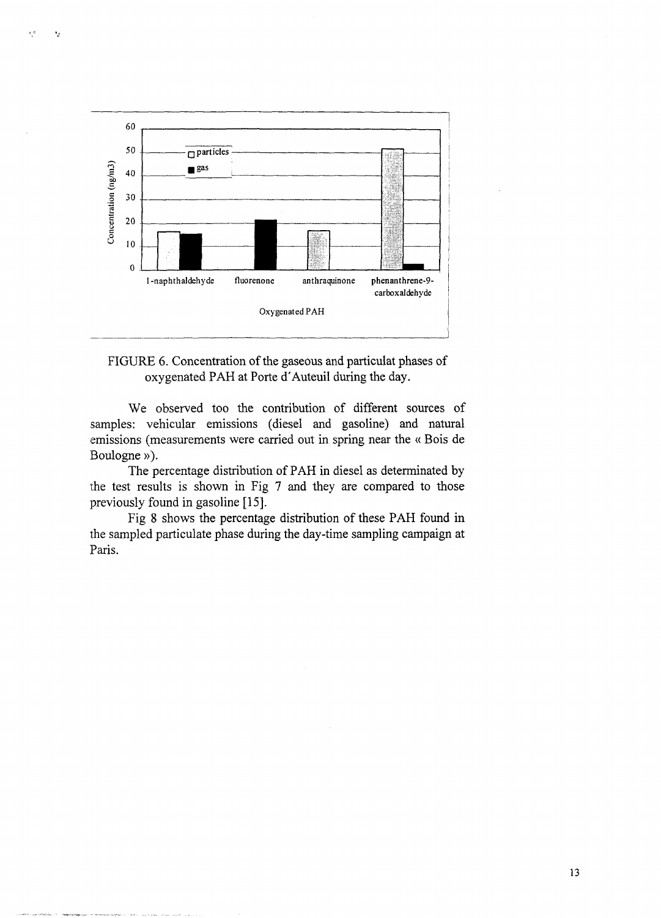FIGURE 6. Concentration of the gaseous and particulat phases of oxygenated PAH at Porte d'Auteuil during the day.

We observed too the contribution of different sources of samples: vehicular emissions (diesel and gasoline) and natural emissions (measurements were carried out in spring near the « Bois de Boulogne »).

The percentage distribution of PAH in diesel as determinated by the test results is shown in Fig 7 and they are compared to those previously found in gasoline [15].

Fig 8 shows the percentage distribution of these PAH found in the sampled particulate phase during the day-time sampling campaign at Paris.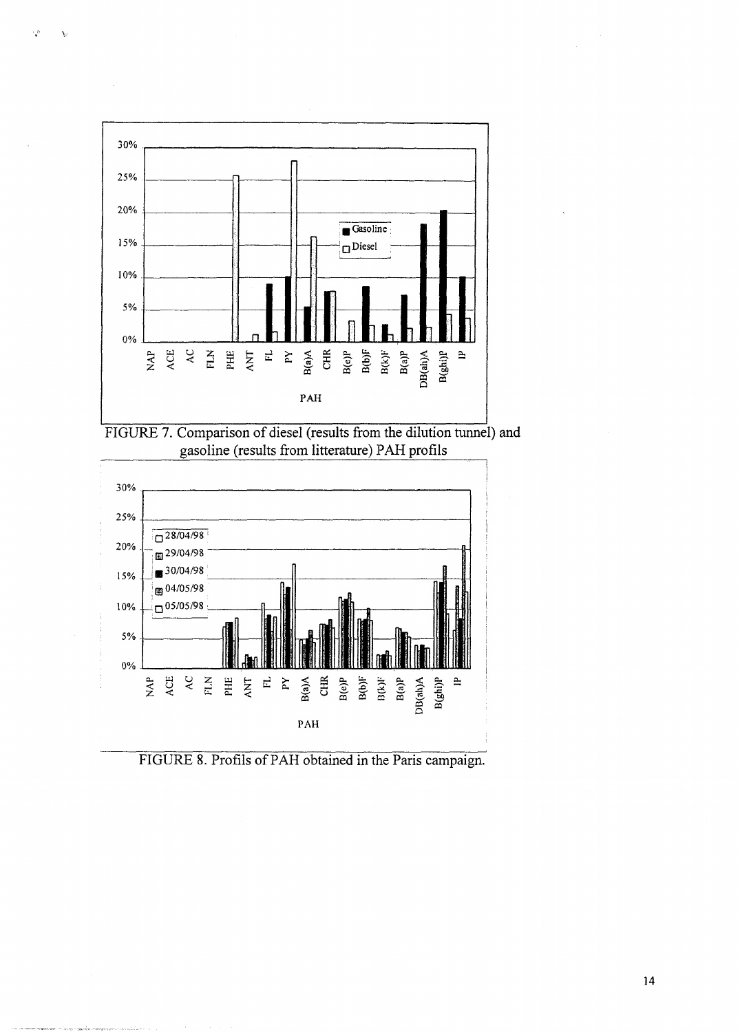FIGURE 7. Comparison of diesel (results from the dilution tunnel) and gasoline (results from litterature) PAH profils

FIGURE 8. Profils of PAH obtained in the Paris campaign.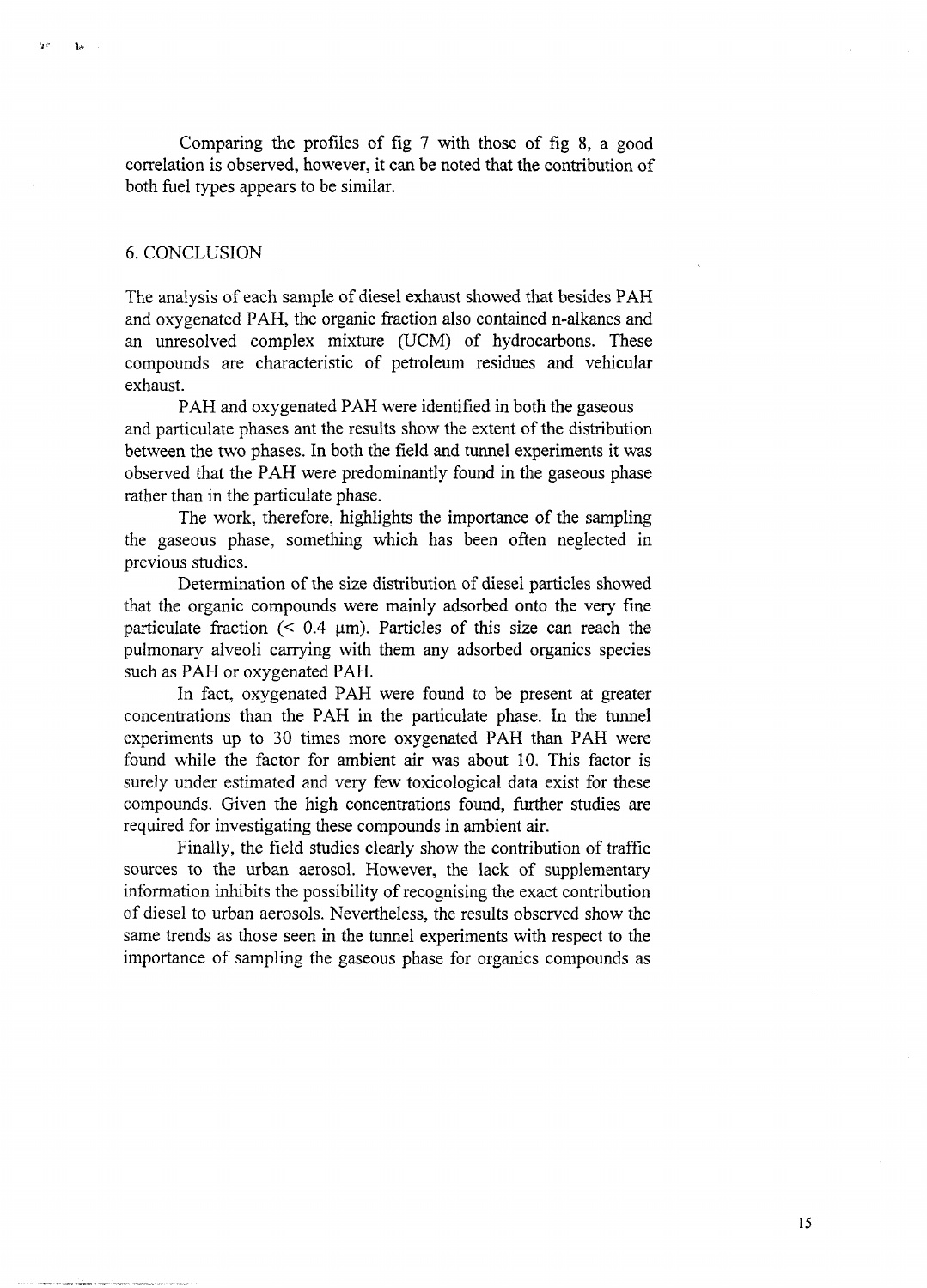Comparing the profiles of fig 7 with those of fig 8, a good correlation is observed, however, it can be noted that the contribution of both fuel types appears to be similar.

## 6. CONCLUSION

The analysis of each sample of diesel exhaust showed that besides PAH and oxygenated PAH, the organic fraction also contained n-alkanes and an unresolved complex mixture (UCM) of hydrocarbons. These compounds are characteristic of petroleum residues and vehicular exhaust.

PAH and oxygenated PAH were identified in both the gaseous and particulate phases ant the results show the extent of the distribution between the two phases. In both the field and tunnel experiments it was observed that the PAH were predominantly found in the gaseous phase rather than in the particulate phase.

The work, therefore, highlights the importance of the sampling the gaseous phase, something which has been often neglected in previous studies.

Determination of the size distribution of diesel particles showed that the organic compounds were mainly adsorbed onto the very fine particulate fraction (< 0.4 μm). Particles of this size can reach the pulmonary alveoli carrying with them any adsorbed organics species such as PAH or oxygenated PAH.

In fact, oxygenated PAH were found to be present at greater concentrations than the PAH in the particulate phase. In the tunnel experiments up to 30 times more oxygenated PAH than PAH were found while the factor for ambient air was about 10. This factor is surely under estimated and very few toxicological data exist for these compounds. Given the high concentrations found, further studies are required for investigating these compounds in ambient air.

Finally, the field studies clearly show the contribution of traffic sources to the urban aerosol. However, the lack of supplementary information inhibits the possibility of recognising the exact contribution of diesel to urban aerosols. Nevertheless, the results observed show the same trends as those seen in the tunnel experiments with respect to the importance of sampling the gaseous phase for organics compounds as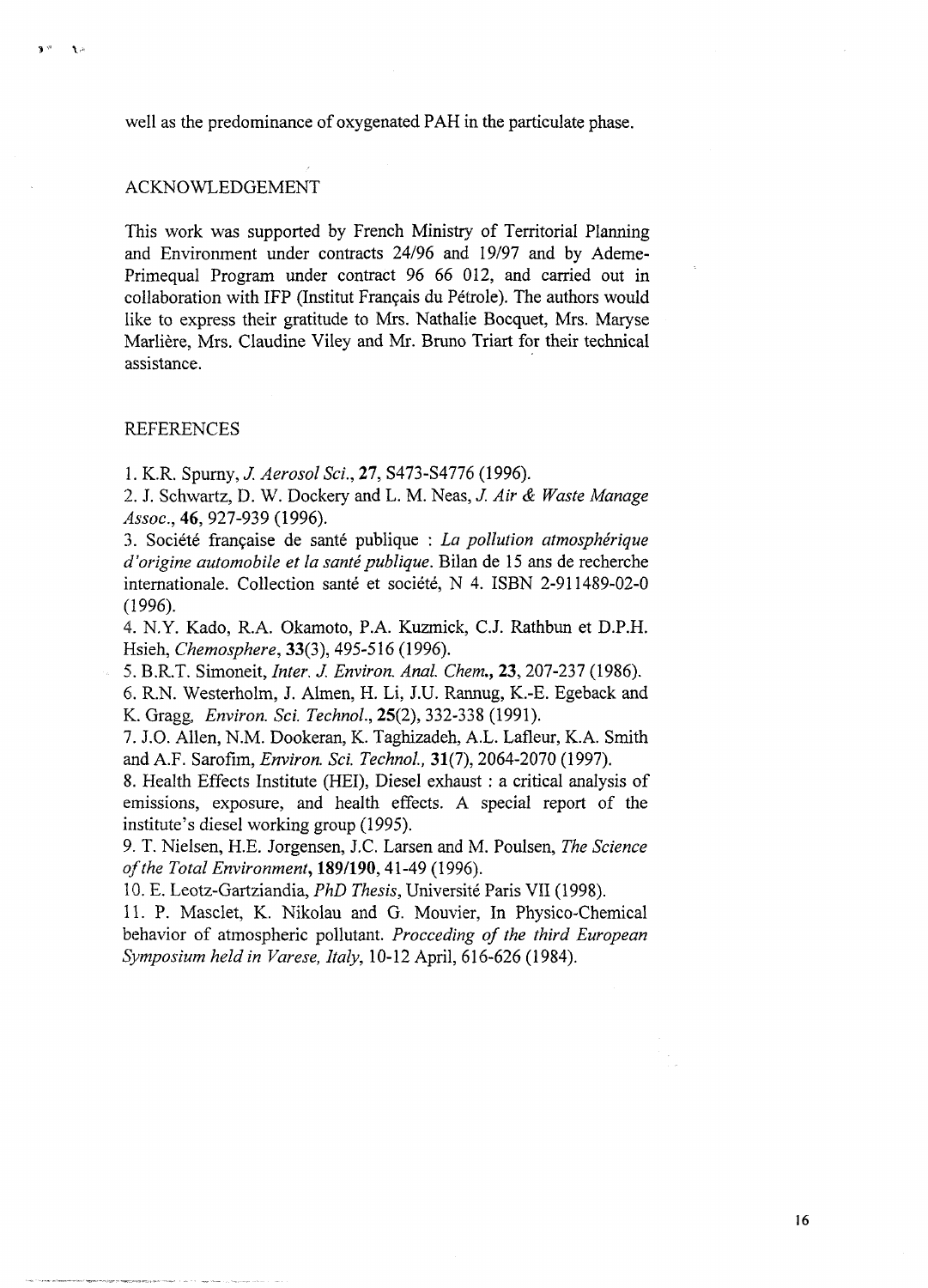well as the predominance of oxygenated PAH in the particulate phase.

## ACKNOWLEDGEMENT

This work was supported by French Ministry of Territorial Planning and Environment under contracts 24/96 and 19/97 and by Ademe-Primequal Program under contract 96 66 012, and carried out in collaboration with IFP (Institut Français du Pétrole). The authors would like to express their gratitude to Mrs. Nathalie Bocquet, Mrs. Maryse Marlière, Mrs. Claudine Viley and Mr. Bruno Triart for their technical assistance.

## REFERENCES

1. K.R. Spurny, *J. Aerosol Sci.*, **27**, S473-S4776 (1996).
2. J. Schwartz, D. W. Dockery and L. M. Neas, *J. Air & Waste Manage Assoc.*, **46**, 927-939 (1996).
3. Société française de santé publique : *La pollution atmosphérique d'origine automobile et la santé publique*. Bilan de 15 ans de recherche internationale. Collection santé et société, N 4. ISBN 2-911489-02-0 (1996).
4. N.Y. Kado, R.A. Okamoto, P.A. Kuzmick, C.J. Rathbun et D.P.H. Hsieh, *Chemosphere*, **33**(3), 495-516 (1996).
5. B.R.T. Simoneit, *Inter. J. Environ. Anal. Chem.*, **23**, 207-237 (1986).
6. R.N. Westerholm, J. Almen, H. Li, J.U. Rannug, K.-E. Egeback and K. Gragg, *Environ. Sci. Technol.*, **25**(2), 332-338 (1991).
7. J.O. Allen, N.M. Dookeran, K. Taghizadeh, A.L. Lafleur, K.A. Smith and A.F. Sarofim, *Environ. Sci. Technol.*, **31**(7), 2064-2070 (1997).
8. Health Effects Institute (HEI), Diesel exhaust : a critical analysis of emissions, exposure, and health effects. A special report of the institute's diesel working group (1995).
9. T. Nielsen, H.E. Jorgensen, J.C. Larsen and M. Poulsen, *The Science of the Total Environment*, **189/190**, 41-49 (1996).
10. E. Leotz-Gartziandia, *PhD Thesis*, Université Paris VII (1998).
11. P. Masclet, K. Nikolau and G. Mouvier, In Physico-Chemical behavior of atmospheric pollutant. *Procceding of the third European Symposium held in Varese, Italy*, 10-12 April, 616-626 (1984).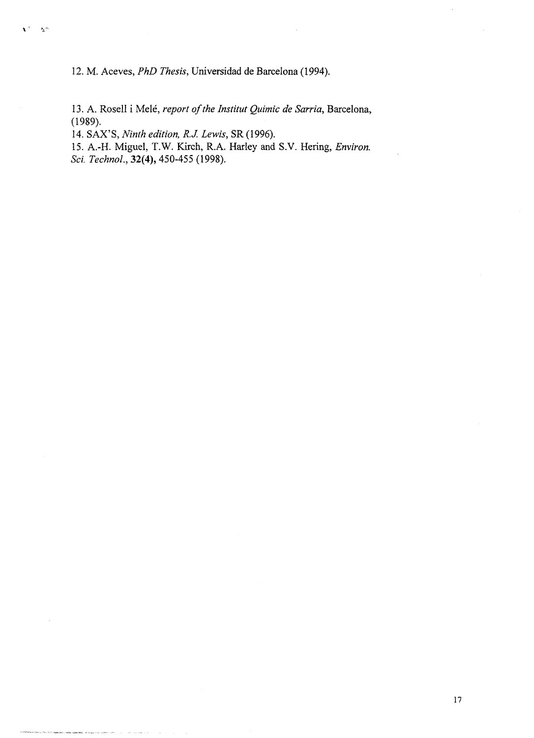12. M. Aceves, *PhD Thesis*, Universidad de Barcelona (1994).

13. A. Rosell i Melé, *report of the Institut Quimic de Sarria*, Barcelona, (1989).

14. SAX'S, *Ninth edition, R.J. Lewis*, SR (1996).

15. A.-H. Miguel, T.W. Kirch, R.A. Harley and S.V. Hering, *Environ. Sci. Technol.*, **32(4),** 450-455 (1998).